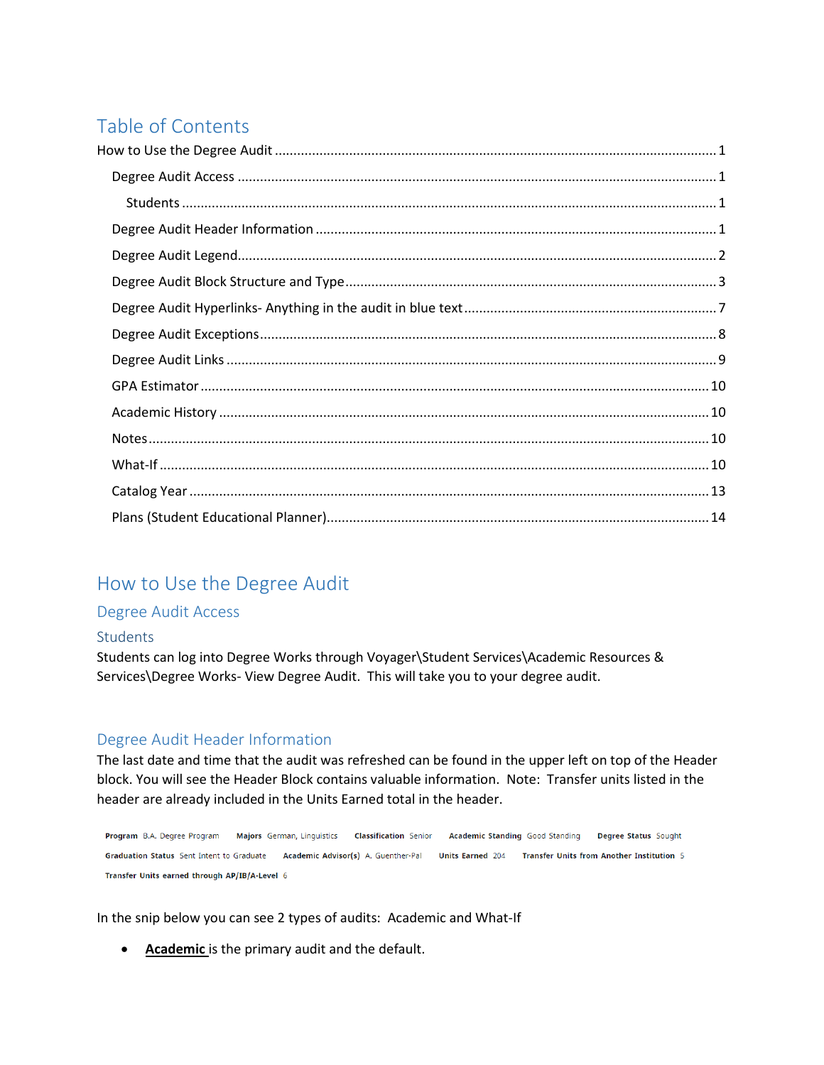# Table of Contents

How to Use the Degree Audit ..................................................... 1

- Degree Audit Access ..................................................... 1
  - Students ..................................................... 1
- Degree Audit Header Information ..................................................... 1
- Degree Audit Legend ..................................................... 2
- Degree Audit Block Structure and Type ..................................................... 3
- Degree Audit Hyperlinks- Anything in the audit in blue text ..................................................... 7
- Degree Audit Exceptions ..................................................... 8
- Degree Audit Links ..................................................... 9
- GPA Estimator ..................................................... 10
- Academic History ..................................................... 10
- Notes ..................................................... 10
- What-If ..................................................... 10
- Catalog Year ..................................................... 13
- Plans (Student Educational Planner) ..................................................... 14

# How to Use the Degree Audit

## Degree Audit Access

### Students

Students can log into Degree Works through Voyager\Student Services\Academic Resources & Services\Degree Works- View Degree Audit. This will take you to your degree audit.

## Degree Audit Header Information

The last date and time that the audit was refreshed can be found in the upper left on top of the Header block. You will see the Header Block contains valuable information. Note: Transfer units listed in the header are already included in the Units Earned total in the header.

**Program** B.A. Degree Program **Majors** German, Linguistics **Classification** Senior **Academic Standing** Good Standing **Degree Status** Sought

**Graduation Status** Sent Intent to Graduate **Academic Advisor(s)** A. Guenther-Pal **Units Earned** 204 **Transfer Units from Another Institution** 5

**Transfer Units earned through AP/IB/A-Level** 6

In the snip below you can see 2 types of audits: Academic and What-If

- **Academic** is the primary audit and the default.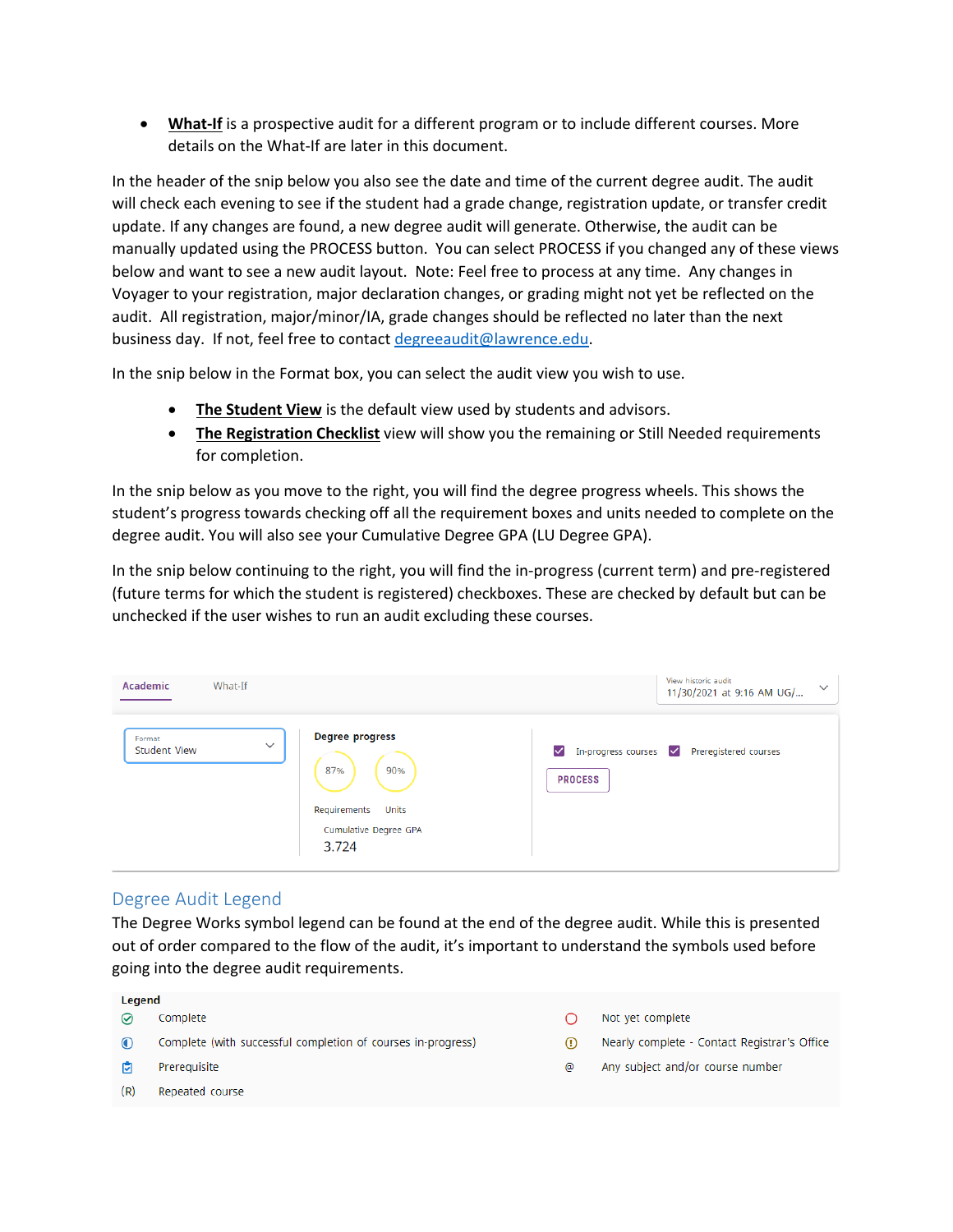- **What-If** is a prospective audit for a different program or to include different courses. More details on the What-If are later in this document.

In the header of the snip below you also see the date and time of the current degree audit. The audit will check each evening to see if the student had a grade change, registration update, or transfer credit update. If any changes are found, a new degree audit will generate. Otherwise, the audit can be manually updated using the PROCESS button. You can select PROCESS if you changed any of these views below and want to see a new audit layout. Note: Feel free to process at any time. Any changes in Voyager to your registration, major declaration changes, or grading might not yet be reflected on the audit. All registration, major/minor/IA, grade changes should be reflected no later than the next business day. If not, feel free to contact degreeaudit@lawrence.edu.

In the snip below in the Format box, you can select the audit view you wish to use.

- **The Student View** is the default view used by students and advisors.
- **The Registration Checklist** view will show you the remaining or Still Needed requirements for completion.

In the snip below as you move to the right, you will find the degree progress wheels. This shows the student's progress towards checking off all the requirement boxes and units needed to complete on the degree audit. You will also see your Cumulative Degree GPA (LU Degree GPA).

In the snip below continuing to the right, you will find the in-progress (current term) and pre-registered (future terms for which the student is registered) checkboxes. These are checked by default but can be unchecked if the user wishes to run an audit excluding these courses.

Academic    What-If

View historic audit
11/30/2021 at 9:16 AM UG/...

Format
Student View

Degree progress
87%    90%
Requirements    Units

Cumulative Degree GPA
3.724

In-progress courses    Preregistered courses

PROCESS

## Degree Audit Legend

The Degree Works symbol legend can be found at the end of the degree audit. While this is presented out of order compared to the flow of the audit, it's important to understand the symbols used before going into the degree audit requirements.

**Legend**

| | | | |
|---|---|---|---|
| ✓ | Complete | ○ | Not yet complete |
| ◐ | Complete (with successful completion of courses in-progress) | ! | Nearly complete - Contact Registrar's Office |
| | Prerequisite | @ | Any subject and/or course number |
| (R) | Repeated course | | |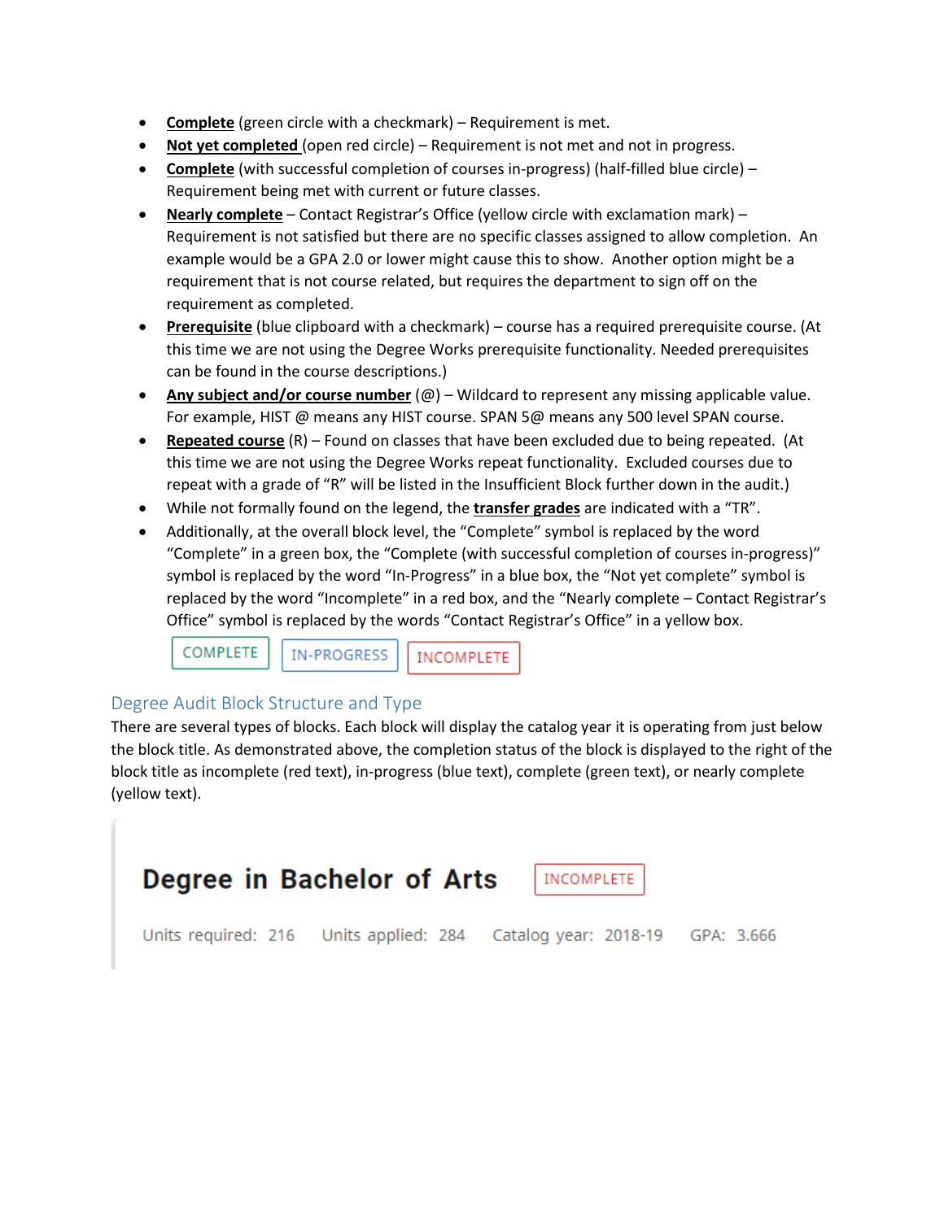- **Complete** (green circle with a checkmark) – Requirement is met.
- **Not yet completed** (open red circle) – Requirement is not met and not in progress.
- **Complete** (with successful completion of courses in-progress) (half-filled blue circle) – Requirement being met with current or future classes.
- **Nearly complete** – Contact Registrar's Office (yellow circle with exclamation mark) – Requirement is not satisfied but there are no specific classes assigned to allow completion. An example would be a GPA 2.0 or lower might cause this to show. Another option might be a requirement that is not course related, but requires the department to sign off on the requirement as completed.
- **Prerequisite** (blue clipboard with a checkmark) – course has a required prerequisite course. (At this time we are not using the Degree Works prerequisite functionality. Needed prerequisites can be found in the course descriptions.)
- **Any subject and/or course number** (@) – Wildcard to represent any missing applicable value. For example, HIST @ means any HIST course. SPAN 5@ means any 500 level SPAN course.
- **Repeated course** (R) – Found on classes that have been excluded due to being repeated. (At this time we are not using the Degree Works repeat functionality. Excluded courses due to repeat with a grade of "R" will be listed in the Insufficient Block further down in the audit.)
- While not formally found on the legend, the **transfer grades** are indicated with a "TR".
- Additionally, at the overall block level, the "Complete" symbol is replaced by the word "Complete" in a green box, the "Complete (with successful completion of courses in-progress)" symbol is replaced by the word "In-Progress" in a blue box, the "Not yet complete" symbol is replaced by the word "Incomplete" in a red box, and the "Nearly complete – Contact Registrar's Office" symbol is replaced by the words "Contact Registrar's Office" in a yellow box.

COMPLETE IN-PROGRESS INCOMPLETE

## Degree Audit Block Structure and Type

There are several types of blocks. Each block will display the catalog year it is operating from just below the block title. As demonstrated above, the completion status of the block is displayed to the right of the block title as incomplete (red text), in-progress (blue text), complete (green text), or nearly complete (yellow text).

**Degree in Bachelor of Arts** INCOMPLETE

Units required: 216 Units applied: 284 Catalog year: 2018-19 GPA: 3.666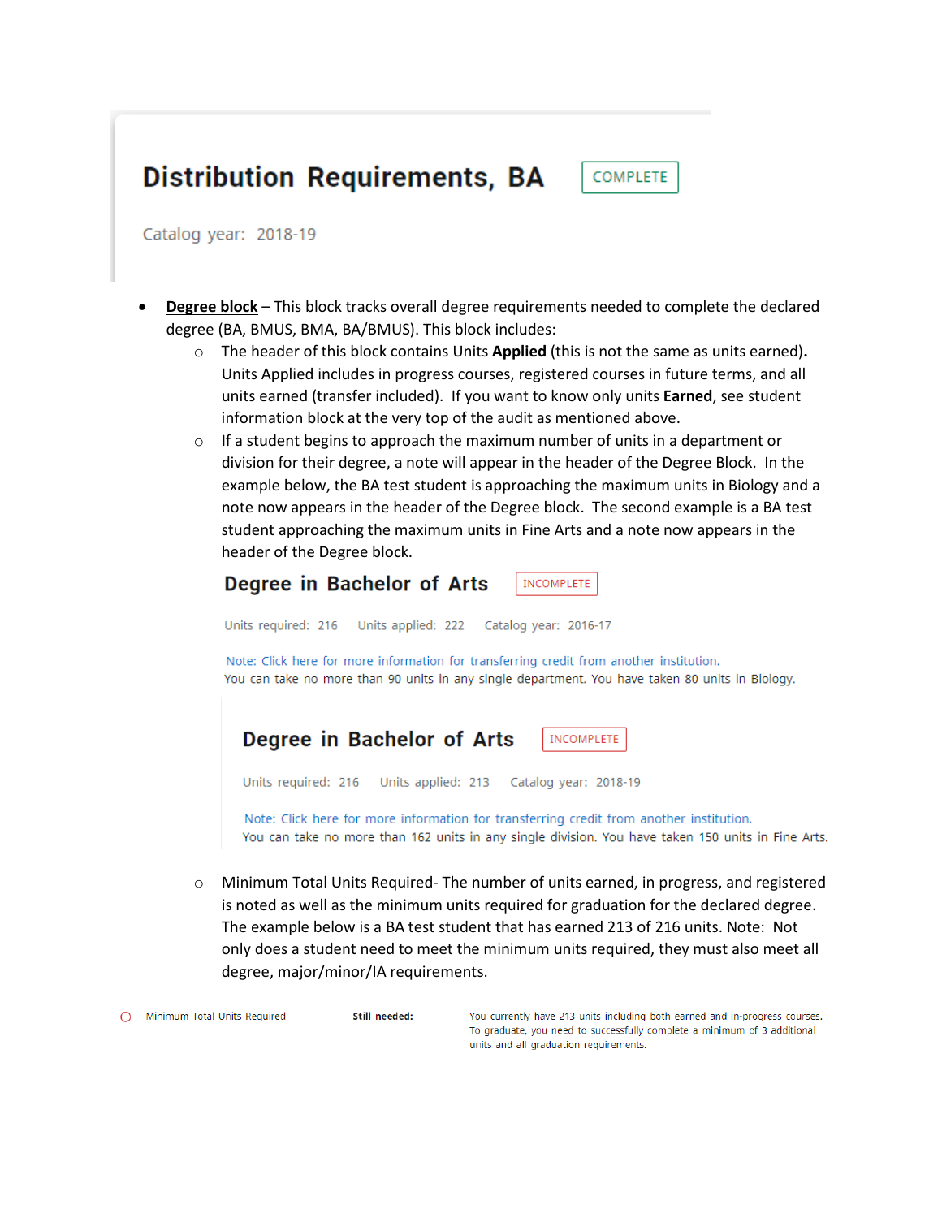## Distribution Requirements, BA

COMPLETE

Catalog year: 2018-19

- **Degree block** – This block tracks overall degree requirements needed to complete the declared degree (BA, BMUS, BMA, BA/BMUS). This block includes:
  - The header of this block contains Units **Applied** (this is not the same as units earned). Units Applied includes in progress courses, registered courses in future terms, and all units earned (transfer included). If you want to know only units **Earned**, see student information block at the very top of the audit as mentioned above.
  - If a student begins to approach the maximum number of units in a department or division for their degree, a note will appear in the header of the Degree Block. In the example below, the BA test student is approaching the maximum units in Biology and a note now appears in the header of the Degree block. The second example is a BA test student approaching the maximum units in Fine Arts and a note now appears in the header of the Degree block.

    **Degree in Bachelor of Arts** INCOMPLETE

    Units required: 216 Units applied: 222 Catalog year: 2016-17

    Note: Click here for more information for transferring credit from another institution.
    You can take no more than 90 units in any single department. You have taken 80 units in Biology.

    **Degree in Bachelor of Arts** INCOMPLETE

    Units required: 216 Units applied: 213 Catalog year: 2018-19

    Note: Click here for more information for transferring credit from another institution.
    You can take no more than 162 units in any single division. You have taken 150 units in Fine Arts.

  - Minimum Total Units Required- The number of units earned, in progress, and registered is noted as well as the minimum units required for graduation for the declared degree. The example below is a BA test student that has earned 213 of 216 units. Note: Not only does a student need to meet the minimum units required, they must also meet all degree, major/minor/IA requirements.

| | | |
|---|---|---|
| Minimum Total Units Required | **Still needed:** | You currently have 213 units including both earned and in-progress courses. To graduate, you need to successfully complete a minimum of 3 additional units and all graduation requirements. |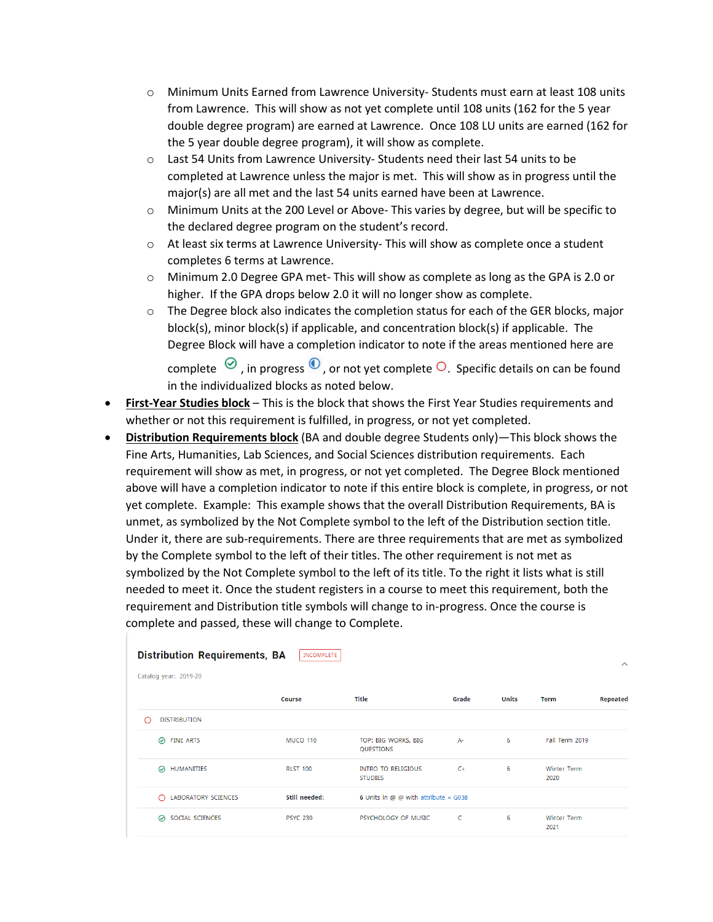- Minimum Units Earned from Lawrence University- Students must earn at least 108 units from Lawrence. This will show as not yet complete until 108 units (162 for the 5 year double degree program) are earned at Lawrence. Once 108 LU units are earned (162 for the 5 year double degree program), it will show as complete.
- Last 54 Units from Lawrence University- Students need their last 54 units to be completed at Lawrence unless the major is met. This will show as in progress until the major(s) are all met and the last 54 units earned have been at Lawrence.
- Minimum Units at the 200 Level or Above- This varies by degree, but will be specific to the declared degree program on the student's record.
- At least six terms at Lawrence University- This will show as complete once a student completes 6 terms at Lawrence.
- Minimum 2.0 Degree GPA met- This will show as complete as long as the GPA is 2.0 or higher. If the GPA drops below 2.0 it will no longer show as complete.
- The Degree block also indicates the completion status for each of the GER blocks, major block(s), minor block(s) if applicable, and concentration block(s) if applicable. The Degree Block will have a completion indicator to note if the areas mentioned here are complete ✓, in progress ◐, or not yet complete ○. Specific details on can be found in the individualized blocks as noted below.

- **First-Year Studies block** – This is the block that shows the First Year Studies requirements and whether or not this requirement is fulfilled, in progress, or not yet completed.
- **Distribution Requirements block** (BA and double degree Students only)—This block shows the Fine Arts, Humanities, Lab Sciences, and Social Sciences distribution requirements. Each requirement will show as met, in progress, or not yet completed. The Degree Block mentioned above will have a completion indicator to note if this entire block is complete, in progress, or not yet complete. Example: This example shows that the overall Distribution Requirements, BA is unmet, as symbolized by the Not Complete symbol to the left of the Distribution section title. Under it, there are sub-requirements. There are three requirements that are met as symbolized by the Complete symbol to the left of their titles. The other requirement is not met as symbolized by the Not Complete symbol to the left of its title. To the right it lists what is still needed to meet it. Once the student registers in a course to meet this requirement, both the requirement and Distribution title symbols will change to in-progress. Once the course is complete and passed, these will change to Complete.

**Distribution Requirements, BA** INCOMPLETE

Catalog year: 2019-20

| | Course | Title | Grade | Units | Term | Repeated |
|---|---|---|---|---|---|---|
| ○ DISTRIBUTION | | | | | | |
| ✓ FINE ARTS | MUCO 110 | TOP: BIG WORKS, BIG QUESTIONS | A- | 6 | Fall Term 2019 | |
| ✓ HUMANITIES | RLST 100 | INTRO TO RELIGIOUS STUDIES | C+ | 6 | Winter Term 2020 | |
| ○ LABORATORY SCIENCES | Still needed: | 6 Units in @ @ with attribute = G038 | | | | |
| ✓ SOCIAL SCIENCES | PSYC 230 | PSYCHOLOGY OF MUSIC | C | 6 | Winter Term 2021 | |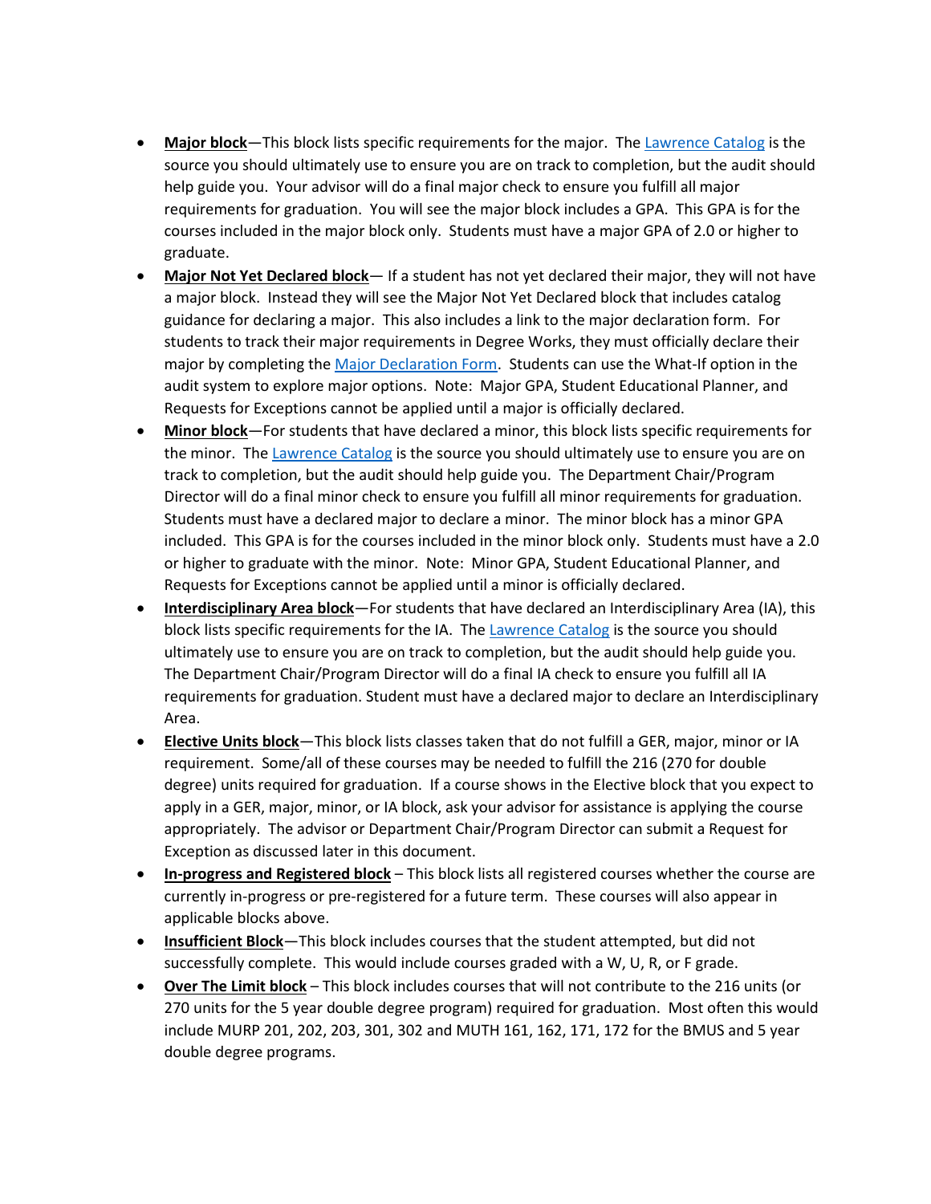- **Major block**—This block lists specific requirements for the major. The [Lawrence Catalog](Lawrence Catalog) is the source you should ultimately use to ensure you are on track to completion, but the audit should help guide you. Your advisor will do a final major check to ensure you fulfill all major requirements for graduation. You will see the major block includes a GPA. This GPA is for the courses included in the major block only. Students must have a major GPA of 2.0 or higher to graduate.
- **Major Not Yet Declared block**— If a student has not yet declared their major, they will not have a major block. Instead they will see the Major Not Yet Declared block that includes catalog guidance for declaring a major. This also includes a link to the major declaration form. For students to track their major requirements in Degree Works, they must officially declare their major by completing the Major Declaration Form. Students can use the What-If option in the audit system to explore major options. Note: Major GPA, Student Educational Planner, and Requests for Exceptions cannot be applied until a major is officially declared.
- **Minor block**—For students that have declared a minor, this block lists specific requirements for the minor. The Lawrence Catalog is the source you should ultimately use to ensure you are on track to completion, but the audit should help guide you. The Department Chair/Program Director will do a final minor check to ensure you fulfill all minor requirements for graduation. Students must have a declared major to declare a minor. The minor block has a minor GPA included. This GPA is for the courses included in the minor block only. Students must have a 2.0 or higher to graduate with the minor. Note: Minor GPA, Student Educational Planner, and Requests for Exceptions cannot be applied until a minor is officially declared.
- **Interdisciplinary Area block**—For students that have declared an Interdisciplinary Area (IA), this block lists specific requirements for the IA. The Lawrence Catalog is the source you should ultimately use to ensure you are on track to completion, but the audit should help guide you. The Department Chair/Program Director will do a final IA check to ensure you fulfill all IA requirements for graduation. Student must have a declared major to declare an Interdisciplinary Area.
- **Elective Units block**—This block lists classes taken that do not fulfill a GER, major, minor or IA requirement. Some/all of these courses may be needed to fulfill the 216 (270 for double degree) units required for graduation. If a course shows in the Elective block that you expect to apply in a GER, major, minor, or IA block, ask your advisor for assistance is applying the course appropriately. The advisor or Department Chair/Program Director can submit a Request for Exception as discussed later in this document.
- **In-progress and Registered block** – This block lists all registered courses whether the course are currently in-progress or pre-registered for a future term. These courses will also appear in applicable blocks above.
- **Insufficient Block**—This block includes courses that the student attempted, but did not successfully complete. This would include courses graded with a W, U, R, or F grade.
- **Over The Limit block** – This block includes courses that will not contribute to the 216 units (or 270 units for the 5 year double degree program) required for graduation. Most often this would include MURP 201, 202, 203, 301, 302 and MUTH 161, 162, 171, 172 for the BMUS and 5 year double degree programs.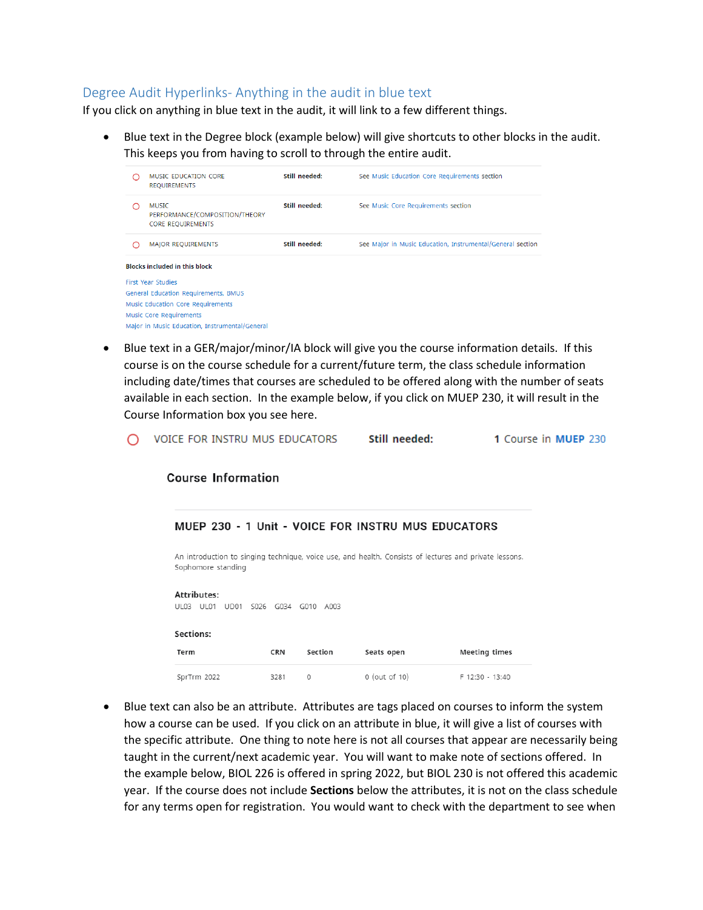## Degree Audit Hyperlinks- Anything in the audit in blue text

If you click on anything in blue text in the audit, it will link to a few different things.

- Blue text in the Degree block (example below) will give shortcuts to other blocks in the audit. This keeps you from having to scroll to through the entire audit.

| | | | |
|---|---|---|---|
| ○ | MUSIC EDUCATION CORE REQUIREMENTS | **Still needed:** | See Music Education Core Requirements section |
| ○ | MUSIC PERFORMANCE/COMPOSITION/THEORY CORE REQUIREMENTS | **Still needed:** | See Music Core Requirements section |
| ○ | MAJOR REQUIREMENTS | **Still needed:** | See Major in Music Education, Instrumental/General section |

**Blocks included in this block**

First Year Studies
General Education Requirements, BMUS
Music Education Core Requirements
Music Core Requirements
Major in Music Education, Instrumental/General

- Blue text in a GER/major/minor/IA block will give you the course information details. If this course is on the course schedule for a current/future term, the class schedule information including date/times that courses are scheduled to be offered along with the number of seats available in each section. In the example below, if you click on MUEP 230, it will result in the Course Information box you see here.

○ VOICE FOR INSTRU MUS EDUCATORS **Still needed:** **1** Course in **MUEP** 230

**Course Information**

**MUEP 230 - 1 Unit - VOICE FOR INSTRU MUS EDUCATORS**

An introduction to singing technique, voice use, and health. Consists of lectures and private lessons.
Sophomore standing

**Attributes:**
UL03 UL01 UD01 S026 G034 G010 A003

**Sections:**

| Term | CRN | Section | Seats open | Meeting times |
|---|---|---|---|---|
| SprTrm 2022 | 3281 | 0 | 0 (out of 10) | F 12:30 - 13:40 |

- Blue text can also be an attribute. Attributes are tags placed on courses to inform the system how a course can be used. If you click on an attribute in blue, it will give a list of courses with the specific attribute. One thing to note here is not all courses that appear are necessarily being taught in the current/next academic year. You will want to make note of sections offered. In the example below, BIOL 226 is offered in spring 2022, but BIOL 230 is not offered this academic year. If the course does not include **Sections** below the attributes, it is not on the class schedule for any terms open for registration. You would want to check with the department to see when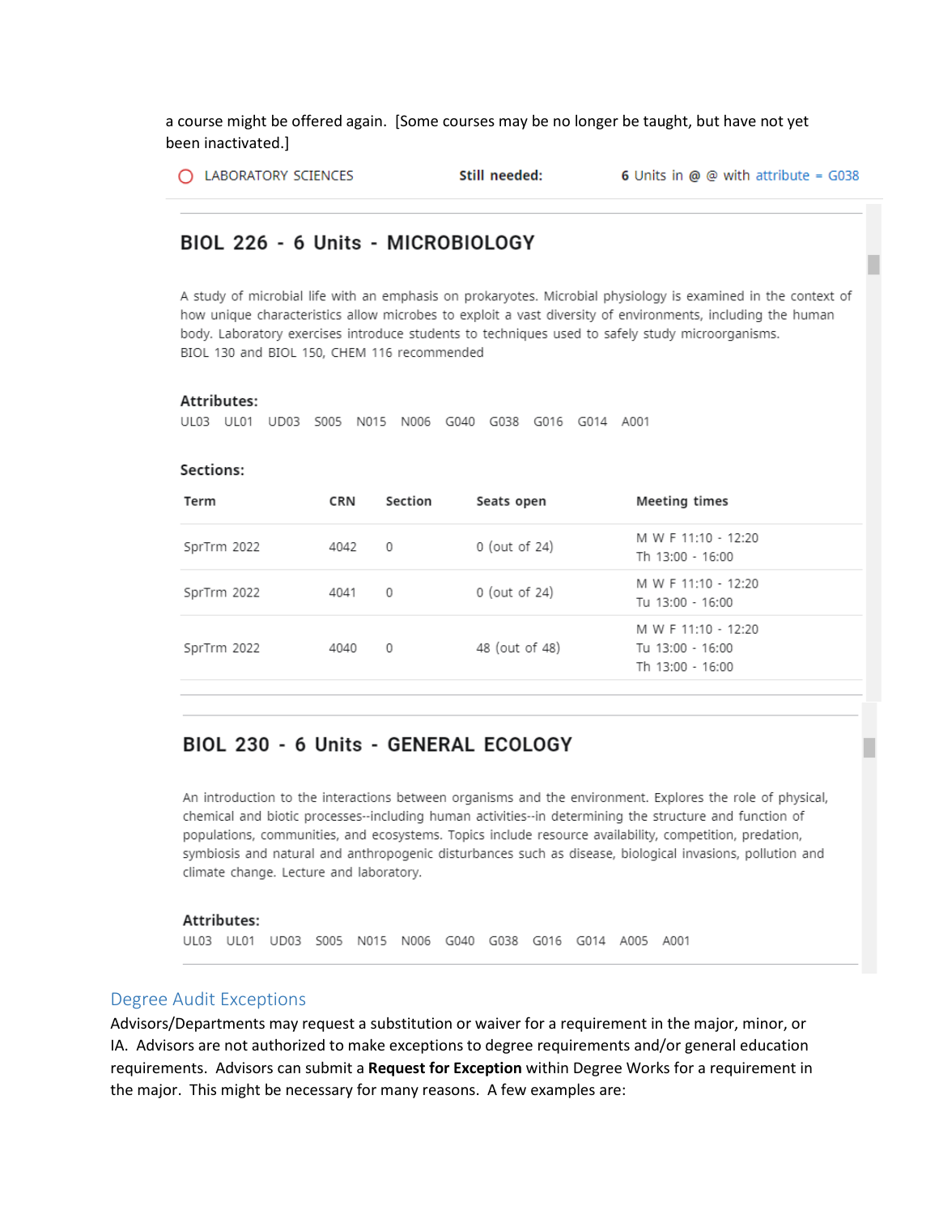a course might be offered again. [Some courses may be no longer be taught, but have not yet been inactivated.]

○ LABORATORY SCIENCES **Still needed:** **6** Units in **@** @ with attribute = G038

## BIOL 226 - 6 Units - MICROBIOLOGY

A study of microbial life with an emphasis on prokaryotes. Microbial physiology is examined in the context of how unique characteristics allow microbes to exploit a vast diversity of environments, including the human body. Laboratory exercises introduce students to techniques used to safely study microorganisms.
BIOL 130 and BIOL 150, CHEM 116 recommended

**Attributes:**
UL03 UL01 UD03 S005 N015 N006 G040 G038 G016 G014 A001

**Sections:**

| Term | CRN | Section | Seats open | Meeting times |
|---|---|---|---|---|
| SprTrm 2022 | 4042 | 0 | 0 (out of 24) | M W F 11:10 - 12:20<br>Th 13:00 - 16:00 |
| SprTrm 2022 | 4041 | 0 | 0 (out of 24) | M W F 11:10 - 12:20<br>Tu 13:00 - 16:00 |
| SprTrm 2022 | 4040 | 0 | 48 (out of 48) | M W F 11:10 - 12:20<br>Tu 13:00 - 16:00<br>Th 13:00 - 16:00 |

## BIOL 230 - 6 Units - GENERAL ECOLOGY

An introduction to the interactions between organisms and the environment. Explores the role of physical, chemical and biotic processes--including human activities--in determining the structure and function of populations, communities, and ecosystems. Topics include resource availability, competition, predation, symbiosis and natural and anthropogenic disturbances such as disease, biological invasions, pollution and climate change. Lecture and laboratory.

**Attributes:**
UL03 UL01 UD03 S005 N015 N006 G040 G038 G016 G014 A005 A001

## Degree Audit Exceptions

Advisors/Departments may request a substitution or waiver for a requirement in the major, minor, or IA. Advisors are not authorized to make exceptions to degree requirements and/or general education requirements. Advisors can submit a **Request for Exception** within Degree Works for a requirement in the major. This might be necessary for many reasons. A few examples are: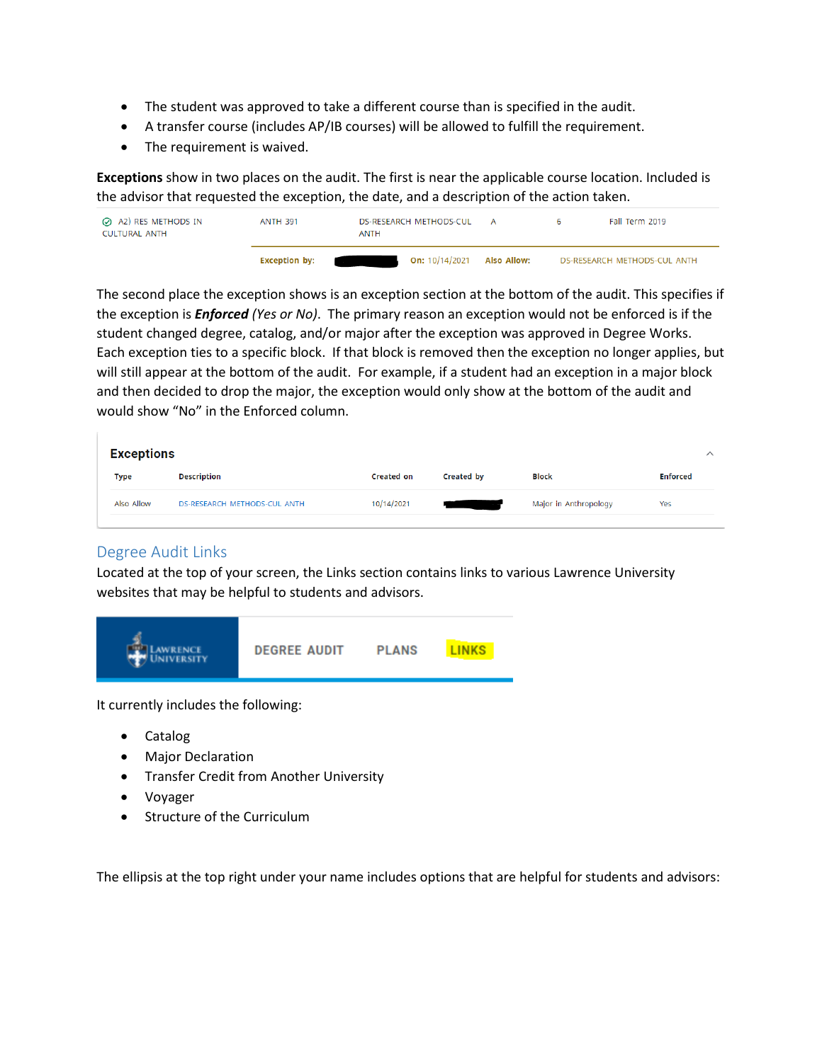- The student was approved to take a different course than is specified in the audit.
- A transfer course (includes AP/IB courses) will be allowed to fulfill the requirement.
- The requirement is waived.

**Exceptions** show in two places on the audit. The first is near the applicable course location. Included is the advisor that requested the exception, the date, and a description of the action taken.

| | | | | | |
|---|---|---|---|---|---|
| A2) RES METHODS IN CULTURAL ANTH | ANTH 391 | DS-RESEARCH METHODS-CUL ANTH | A | 6 | Fall Term 2019 |
| | Exception by: | | On: 10/14/2021 | Also Allow: | DS-RESEARCH METHODS-CUL ANTH |

The second place the exception shows is an exception section at the bottom of the audit. This specifies if the exception is ***Enforced*** *(Yes or No)*. The primary reason an exception would not be enforced is if the student changed degree, catalog, and/or major after the exception was approved in Degree Works. Each exception ties to a specific block. If that block is removed then the exception no longer applies, but will still appear at the bottom of the audit. For example, if a student had an exception in a major block and then decided to drop the major, the exception would only show at the bottom of the audit and would show "No" in the Enforced column.

**Exceptions**

| Type | Description | Created on | Created by | Block | Enforced |
|---|---|---|---|---|---|
| Also Allow | DS-RESEARCH METHODS-CUL ANTH | 10/14/2021 | | Major in Anthropology | Yes |

## Degree Audit Links

Located at the top of your screen, the Links section contains links to various Lawrence University websites that may be helpful to students and advisors.

LAWRENCE UNIVERSITY | DEGREE AUDIT | PLANS | LINKS

It currently includes the following:

- Catalog
- Major Declaration
- Transfer Credit from Another University
- Voyager
- Structure of the Curriculum

The ellipsis at the top right under your name includes options that are helpful for students and advisors: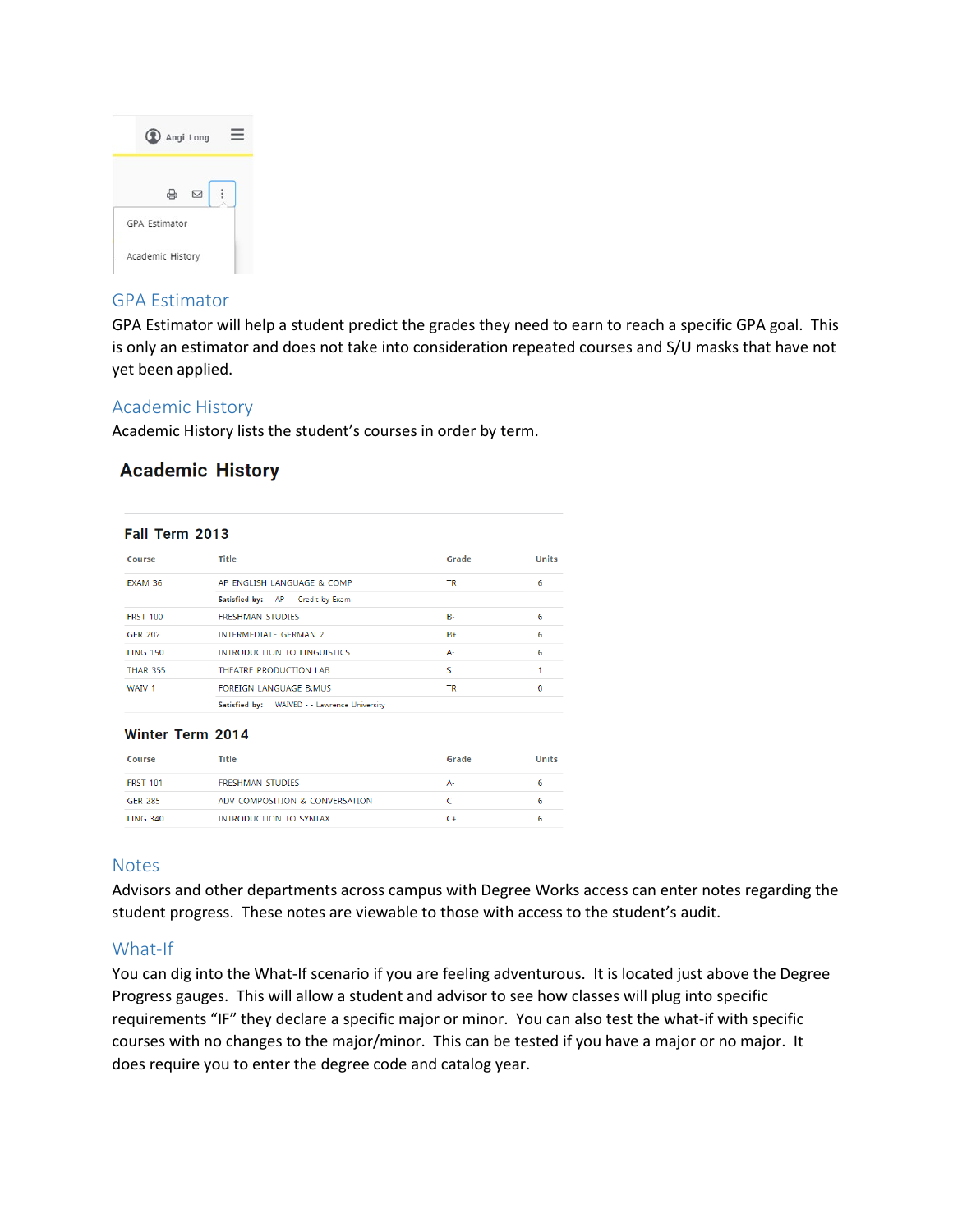Angi Long

GPA Estimator

Academic History

## GPA Estimator

GPA Estimator will help a student predict the grades they need to earn to reach a specific GPA goal. This is only an estimator and does not take into consideration repeated courses and S/U masks that have not yet been applied.

## Academic History

Academic History lists the student's courses in order by term.

### Academic History

**Fall Term 2013**

| Course | Title | Grade | Units |
|---|---|---|---|
| EXAM 36 | AP ENGLISH LANGUAGE & COMP | TR | 6 |
| | **Satisfied by:** AP - - Credit by Exam | | |
| FRST 100 | FRESHMAN STUDIES | B- | 6 |
| GER 202 | INTERMEDIATE GERMAN 2 | B+ | 6 |
| LING 150 | INTRODUCTION TO LINGUISTICS | A- | 6 |
| THAR 355 | THEATRE PRODUCTION LAB | S | 1 |
| WAIV 1 | FOREIGN LANGUAGE B.MUS | TR | 0 |
| | **Satisfied by:** WAIVED - - Lawrence University | | |

**Winter Term 2014**

| Course | Title | Grade | Units |
|---|---|---|---|
| FRST 101 | FRESHMAN STUDIES | A- | 6 |
| GER 285 | ADV COMPOSITION & CONVERSATION | C | 6 |
| LING 340 | INTRODUCTION TO SYNTAX | C+ | 6 |

## Notes

Advisors and other departments across campus with Degree Works access can enter notes regarding the student progress. These notes are viewable to those with access to the student's audit.

## What-If

You can dig into the What-If scenario if you are feeling adventurous. It is located just above the Degree Progress gauges. This will allow a student and advisor to see how classes will plug into specific requirements "IF" they declare a specific major or minor. You can also test the what-if with specific courses with no changes to the major/minor. This can be tested if you have a major or no major. It does require you to enter the degree code and catalog year.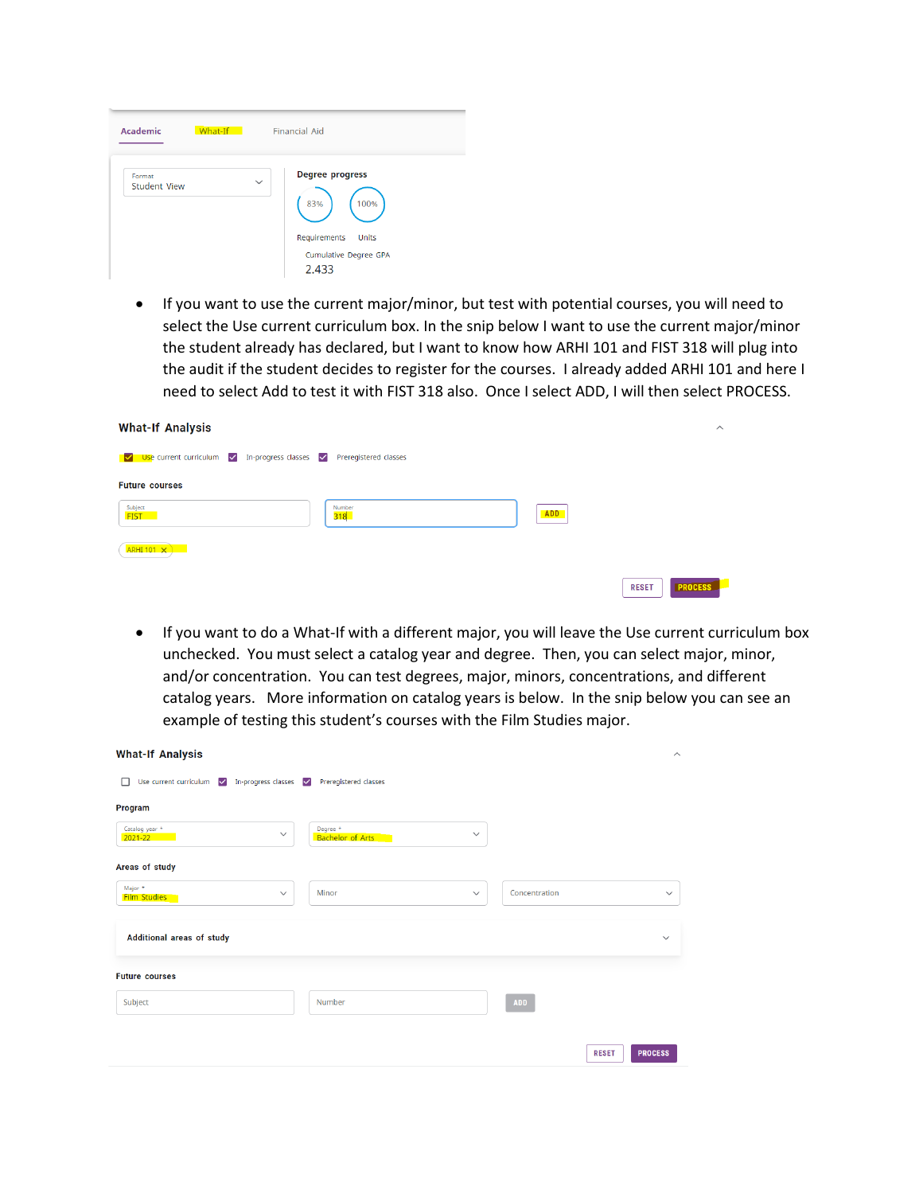Academic What-If Financial Aid

Format
Student View

Degree progress

83% 100%

Requirements Units

Cumulative Degree GPA
2.433

- If you want to use the current major/minor, but test with potential courses, you will need to select the Use current curriculum box. In the snip below I want to use the current major/minor the student already has declared, but I want to know how ARHI 101 and FIST 318 will plug into the audit if the student decides to register for the courses. I already added ARHI 101 and here I need to select Add to test it with FIST 318 also. Once I select ADD, I will then select PROCESS.

What-If Analysis

Use current curriculum In-progress classes Preregistered classes

Future courses

Subject FIST Number 318 ADD

ARHI 101 ×

RESET PROCESS

- If you want to do a What-If with a different major, you will leave the Use current curriculum box unchecked. You must select a catalog year and degree. Then, you can select major, minor, and/or concentration. You can test degrees, major, minors, concentrations, and different catalog years. More information on catalog years is below. In the snip below you can see an example of testing this student's courses with the Film Studies major.

What-If Analysis

Use current curriculum In-progress classes Preregistered classes

Program

Catalog year * 2021-22 Degree * Bachelor of Arts

Areas of study

Major * Film Studies Minor Concentration

Additional areas of study

Future courses

Subject Number ADD

RESET PROCESS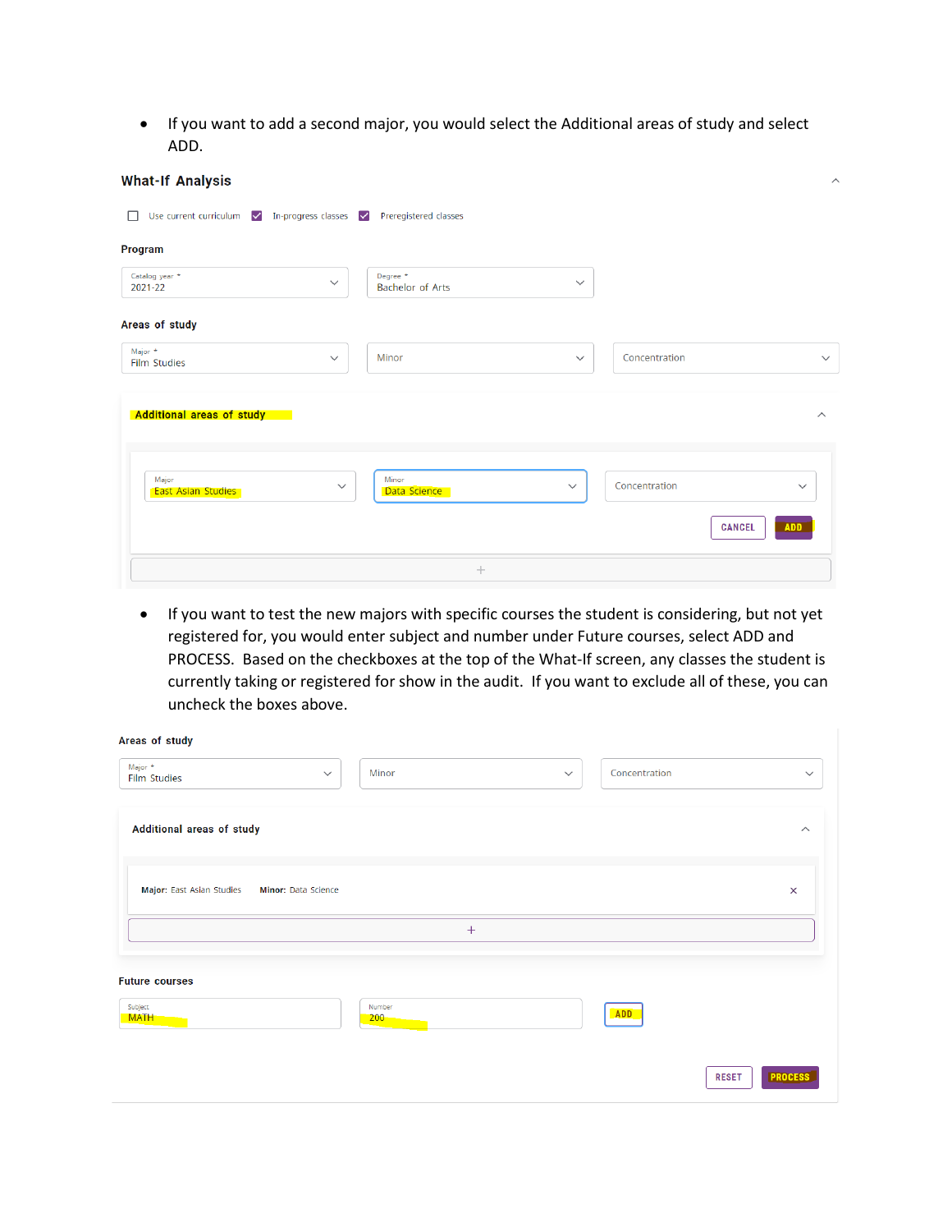- If you want to add a second major, you would select the Additional areas of study and select ADD.

What-If Analysis

Use current curriculum | In-progress classes | Preregistered classes

Program

Catalog year * 2021-22

Degree * Bachelor of Arts

Areas of study

Major * Film Studies

Minor

Concentration

Additional areas of study

Major East Asian Studies

Minor Data Science

Concentration

CANCEL ADD

- If you want to test the new majors with specific courses the student is considering, but not yet registered for, you would enter subject and number under Future courses, select ADD and PROCESS. Based on the checkboxes at the top of the What-If screen, any classes the student is currently taking or registered for show in the audit. If you want to exclude all of these, you can uncheck the boxes above.

Areas of study

Major * Film Studies

Minor

Concentration

Additional areas of study

Major: East Asian Studies Minor: Data Science

Future courses

Subject MATH

Number 200

ADD

RESET PROCESS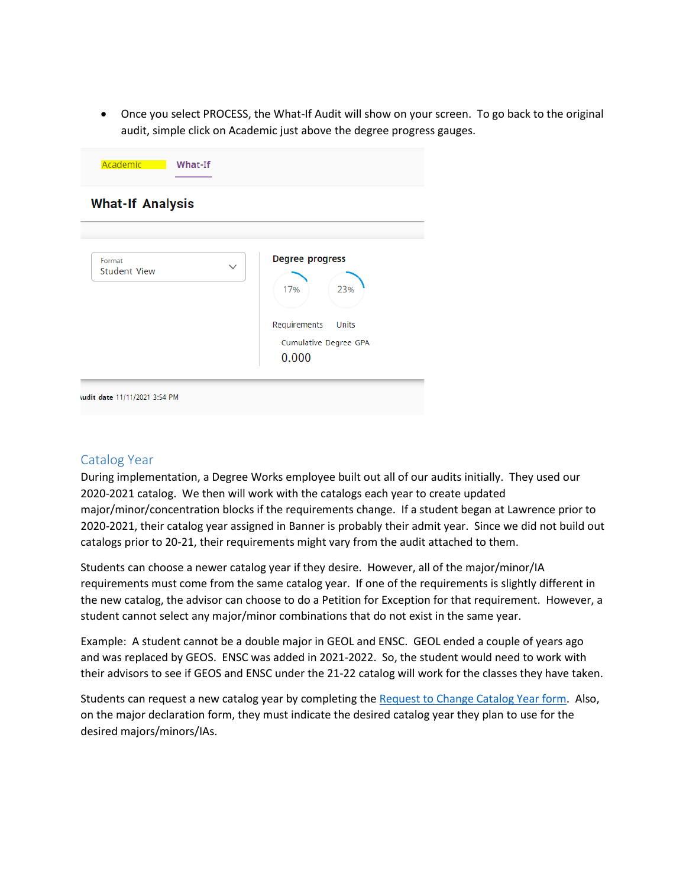- Once you select PROCESS, the What-If Audit will show on your screen. To go back to the original audit, simple click on Academic just above the degree progress gauges.

Academic What-If

What-If Analysis

Format
Student View

Degree progress

17%

23%

Requirements Units

Cumulative Degree GPA
0.000

udit date 11/11/2021 3:54 PM

## Catalog Year

During implementation, a Degree Works employee built out all of our audits initially. They used our 2020-2021 catalog. We then will work with the catalogs each year to create updated major/minor/concentration blocks if the requirements change. If a student began at Lawrence prior to 2020-2021, their catalog year assigned in Banner is probably their admit year. Since we did not build out catalogs prior to 20-21, their requirements might vary from the audit attached to them.

Students can choose a newer catalog year if they desire. However, all of the major/minor/IA requirements must come from the same catalog year. If one of the requirements is slightly different in the new catalog, the advisor can choose to do a Petition for Exception for that requirement. However, a student cannot select any major/minor combinations that do not exist in the same year.

Example: A student cannot be a double major in GEOL and ENSC. GEOL ended a couple of years ago and was replaced by GEOS. ENSC was added in 2021-2022. So, the student would need to work with their advisors to see if GEOS and ENSC under the 21-22 catalog will work for the classes they have taken.

Students can request a new catalog year by completing the Request to Change Catalog Year form. Also, on the major declaration form, they must indicate the desired catalog year they plan to use for the desired majors/minors/IAs.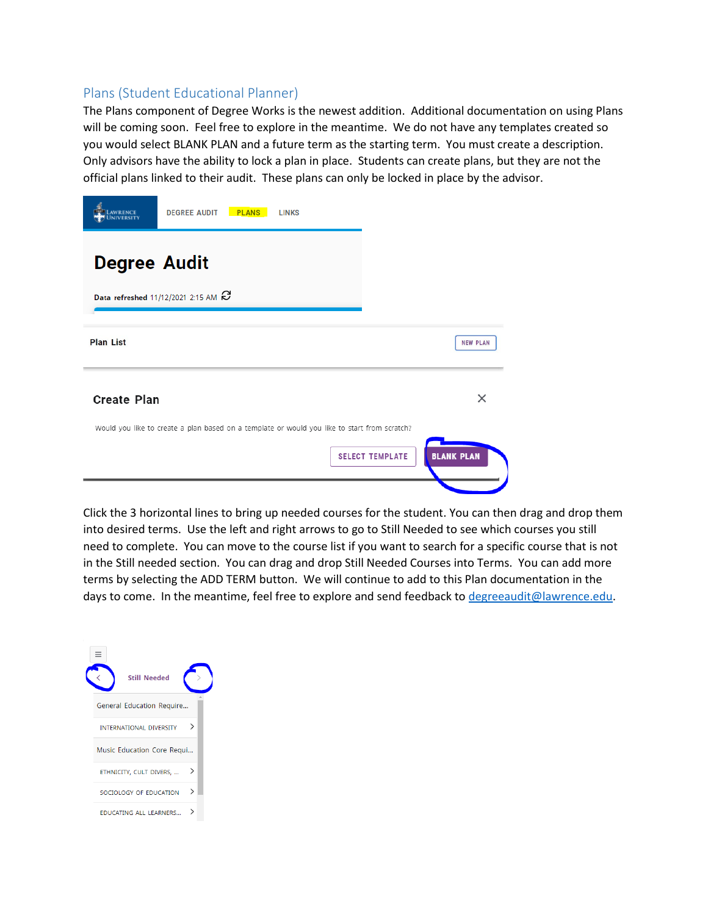## Plans (Student Educational Planner)

The Plans component of Degree Works is the newest addition. Additional documentation on using Plans will be coming soon. Feel free to explore in the meantime. We do not have any templates created so you would select BLANK PLAN and a future term as the starting term. You must create a description. Only advisors have the ability to lock a plan in place. Students can create plans, but they are not the official plans linked to their audit. These plans can only be locked in place by the advisor.

DEGREE AUDIT PLANS LINKS

Degree Audit

Data refreshed 11/12/2021 2:15 AM

Plan List NEW PLAN

Create Plan

Would you like to create a plan based on a template or would you like to start from scratch?

SELECT TEMPLATE BLANK PLAN

Click the 3 horizontal lines to bring up needed courses for the student. You can then drag and drop them into desired terms. Use the left and right arrows to go to Still Needed to see which courses you still need to complete. You can move to the course list if you want to search for a specific course that is not in the Still needed section. You can drag and drop Still Needed Courses into Terms. You can add more terms by selecting the ADD TERM button. We will continue to add to this Plan documentation in the days to come. In the meantime, feel free to explore and send feedback to degreeaudit@lawrence.edu.

Still Needed

General Education Require...

INTERNATIONAL DIVERSITY

Music Education Core Requi...

ETHNICITY, CULT DIVERS, ...

SOCIOLOGY OF EDUCATION

EDUCATING ALL LEARNERS...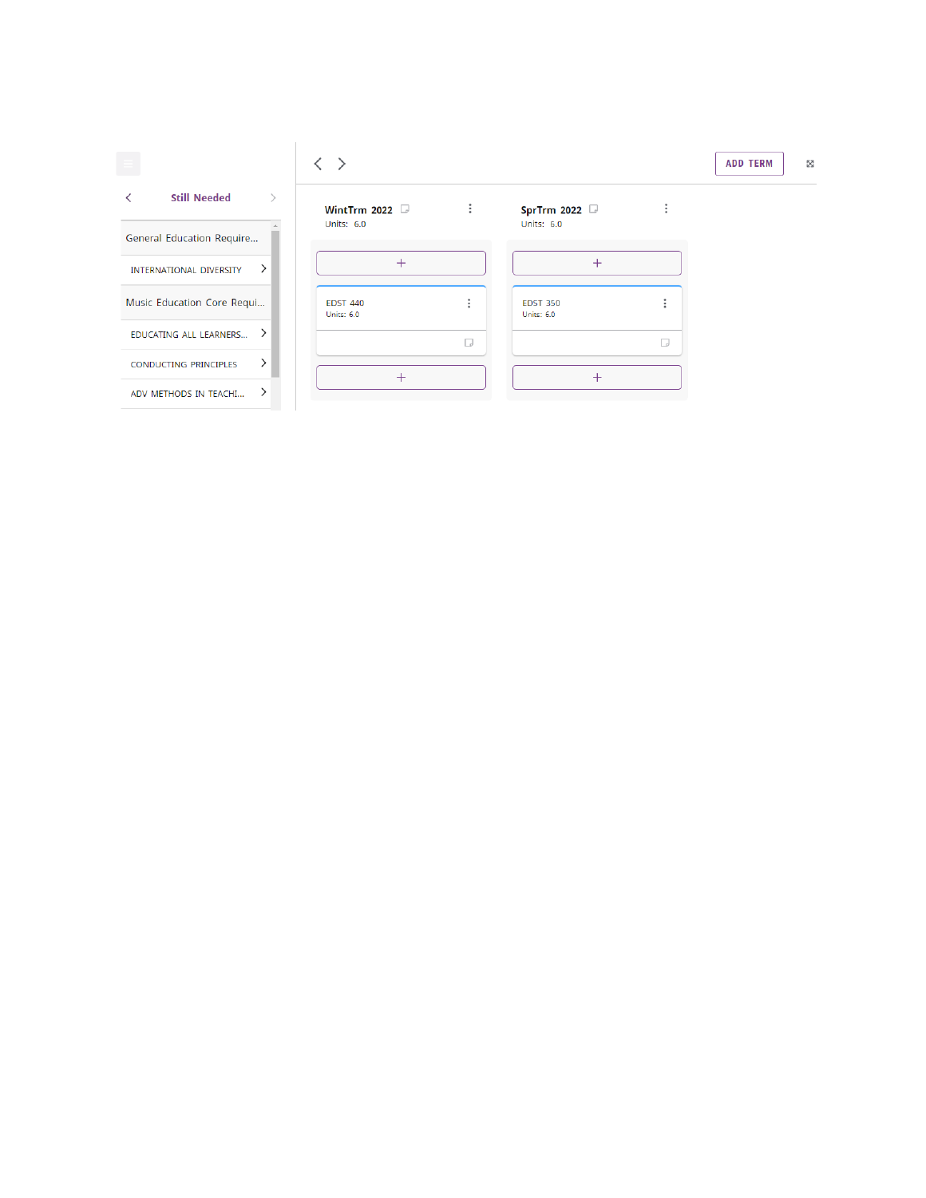Still Needed

General Education Require...

INTERNATIONAL DIVERSITY

Music Education Core Requi...

EDUCATING ALL LEARNERS...

CONDUCTING PRINCIPLES

ADV METHODS IN TEACHI...

ADD TERM

WintTrm 2022
Units: 6.0

EDST 440
Units: 6.0

SprTrm 2022
Units: 6.0

EDST 350
Units: 6.0